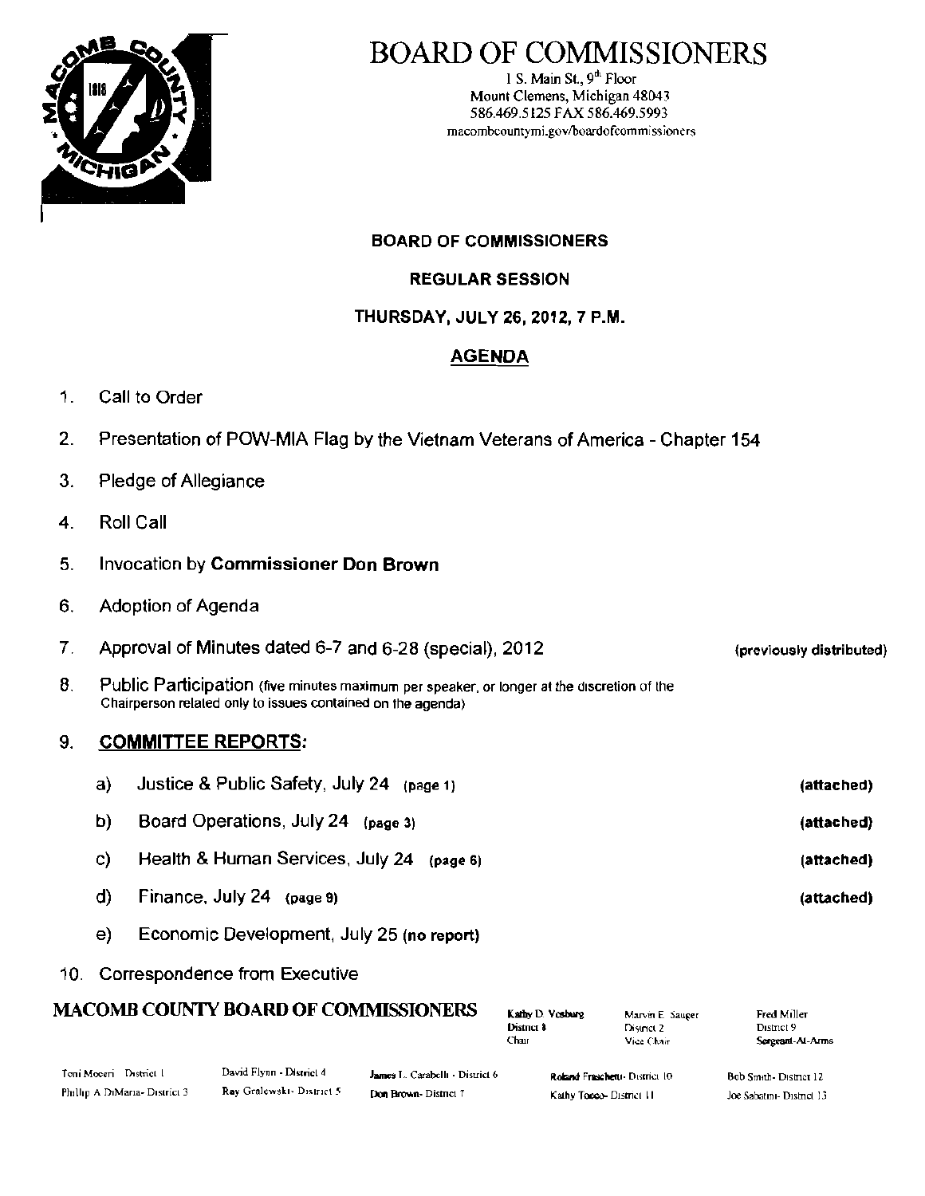# BOARD OF COMMISSIONERS

1 S. Main St., 9th Floor
Mount Clemens, Michigan 48043
586.469.5125 FAX 586.469.5993
macombcountymi.gov/boardofcommissioners

**BOARD OF COMMISSIONERS**

**REGULAR SESSION**

**THURSDAY, JULY 26, 2012, 7 P.M.**

## AGENDA

1. Call to Order
2. Presentation of POW-MIA Flag by the Vietnam Veterans of America - Chapter 154
3. Pledge of Allegiance
4. Roll Call
5. Invocation by **Commissioner Don Brown**
6. Adoption of Agenda
7. Approval of Minutes dated 6-7 and 6-28 (special), 2012 **(previously distributed)**
8. Public Participation (five minutes maximum per speaker, or longer at the discretion of the Chairperson related only to issues contained on the agenda)
9. **COMMITTEE REPORTS:**
   - a) Justice & Public Safety, July 24 **(page 1)** **(attached)**
   - b) Board Operations, July 24 **(page 3)** **(attached)**
   - c) Health & Human Services, July 24 **(page 6)** **(attached)**
   - d) Finance, July 24 **(page 9)** **(attached)**
   - e) Economic Development, July 25 **(no report)**
10. Correspondence from Executive

**MACOMB COUNTY BOARD OF COMMISSIONERS**

Kathy D. Vosburg, District 8, Chair
Marvin E. Sauger, District 2, Vice Chair
Fred Miller, District 9, Sergeant-At-Arms

Toni Moceri - District 1
Phillip A DiMaria - District 3
David Flynn - District 4
Ray Gralewski - District 5
James L. Carabelli - District 6
Don Brown - District 7
Roland Fraschetti - District 10
Kathy Tocco - District 11
Bob Smith - District 12
Joe Sabatini - District 13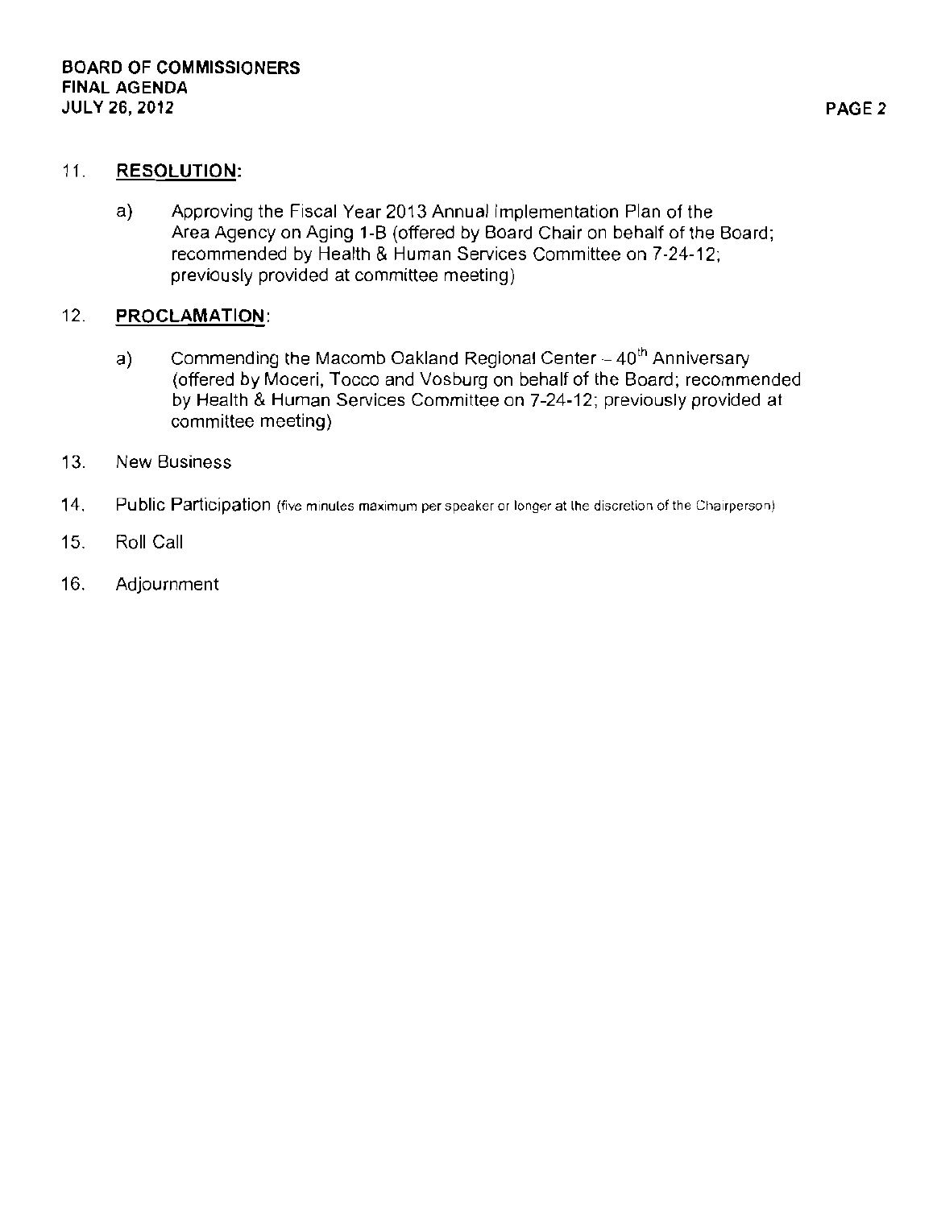11. **RESOLUTION:**

    a) Approving the Fiscal Year 2013 Annual Implementation Plan of the Area Agency on Aging 1-B (offered by Board Chair on behalf of the Board; recommended by Health & Human Services Committee on 7-24-12; previously provided at committee meeting)

12. **PROCLAMATION:**

    a) Commending the Macomb Oakland Regional Center – 40th Anniversary (offered by Moceri, Tocco and Vosburg on behalf of the Board; recommended by Health & Human Services Committee on 7-24-12; previously provided at committee meeting)

13. New Business

14. Public Participation (five minutes maximum per speaker or longer at the discretion of the Chairperson)

15. Roll Call

16. Adjournment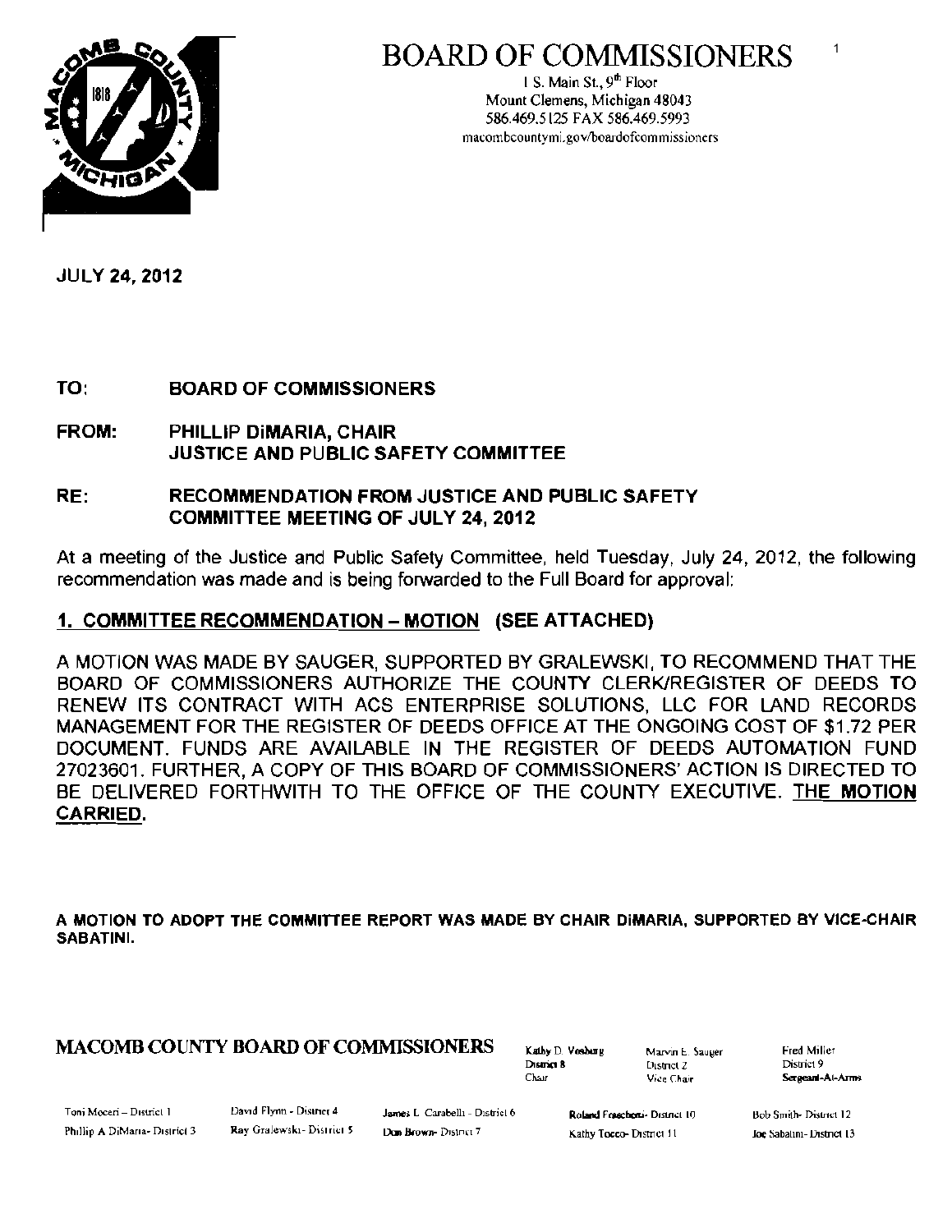# BOARD OF COMMISSIONERS

1 S. Main St., 9th Floor
Mount Clemens, Michigan 48043
586.469.5125 FAX 586.469.5993
macombcountymi.gov/boardofcommissioners

JULY 24, 2012

**TO:** BOARD OF COMMISSIONERS

**FROM:** PHILLIP DiMARIA, CHAIR
JUSTICE AND PUBLIC SAFETY COMMITTEE

**RE:** RECOMMENDATION FROM JUSTICE AND PUBLIC SAFETY COMMITTEE MEETING OF JULY 24, 2012

At a meeting of the Justice and Public Safety Committee, held Tuesday, July 24, 2012, the following recommendation was made and is being forwarded to the Full Board for approval:

## 1. COMMITTEE RECOMMENDATION – MOTION (SEE ATTACHED)

A MOTION WAS MADE BY SAUGER, SUPPORTED BY GRALEWSKI, TO RECOMMEND THAT THE BOARD OF COMMISSIONERS AUTHORIZE THE COUNTY CLERK/REGISTER OF DEEDS TO RENEW ITS CONTRACT WITH ACS ENTERPRISE SOLUTIONS, LLC FOR LAND RECORDS MANAGEMENT FOR THE REGISTER OF DEEDS OFFICE AT THE ONGOING COST OF $1.72 PER DOCUMENT. FUNDS ARE AVAILABLE IN THE REGISTER OF DEEDS AUTOMATION FUND 27023601. FURTHER, A COPY OF THIS BOARD OF COMMISSIONERS' ACTION IS DIRECTED TO BE DELIVERED FORTHWITH TO THE OFFICE OF THE COUNTY EXECUTIVE. **THE MOTION CARRIED.**

**A MOTION TO ADOPT THE COMMITTEE REPORT WAS MADE BY CHAIR DiMARIA, SUPPORTED BY VICE-CHAIR SABATINI.**

**MACOMB COUNTY BOARD OF COMMISSIONERS**

Kathy D. Vosburg, District 8, Chair
Marvin E. Sauger, District 2, Vice Chair
Fred Miller, District 9, Sergeant-At-Arms

Toni Moceri – District 1
Phillip A DiMaria - District 3
David Flynn - District 4
Ray Gralewski - District 5
James L. Carabelli - District 6
Don Brown - District 7
Roland Fraschetti - District 10
Kathy Tocco - District 11
Bob Smith - District 12
Joe Sabatini - District 13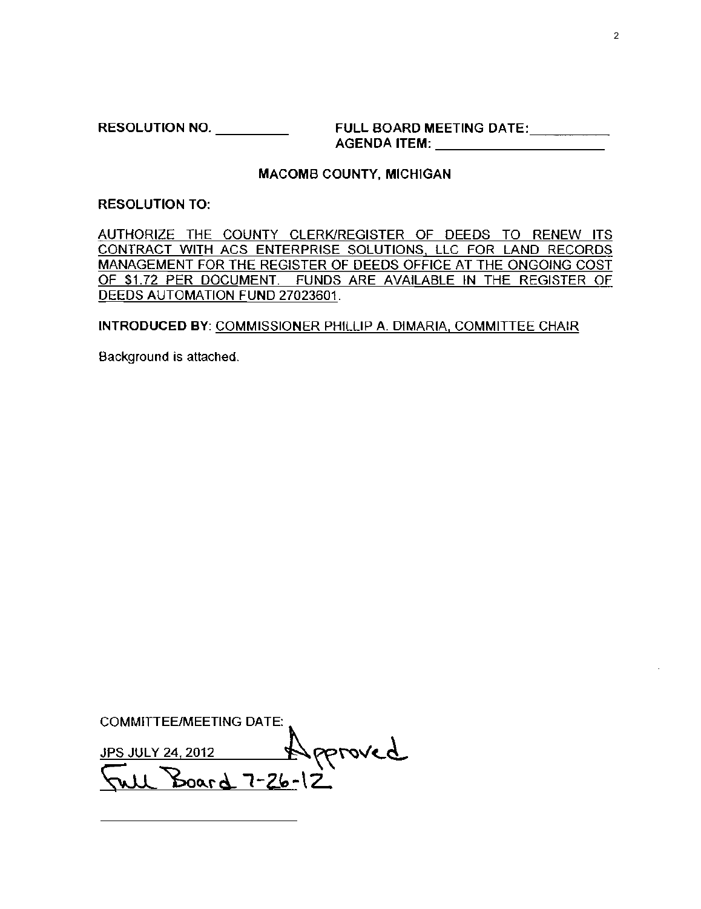RESOLUTION NO. __________ FULL BOARD MEETING DATE: __________

AGENDA ITEM: ______________________

**MACOMB COUNTY, MICHIGAN**

**RESOLUTION TO:**

AUTHORIZE THE COUNTY CLERK/REGISTER OF DEEDS TO RENEW ITS CONTRACT WITH ACS ENTERPRISE SOLUTIONS, LLC FOR LAND RECORDS MANAGEMENT FOR THE REGISTER OF DEEDS OFFICE AT THE ONGOING COST OF $1.72 PER DOCUMENT. FUNDS ARE AVAILABLE IN THE REGISTER OF DEEDS AUTOMATION FUND 27023601.

**INTRODUCED BY**: COMMISSIONER PHILLIP A. DIMARIA, COMMITTEE CHAIR

Background is attached.

COMMITTEE/MEETING DATE:

JPS JULY 24, 2012 Approved

Full Board 7-26-12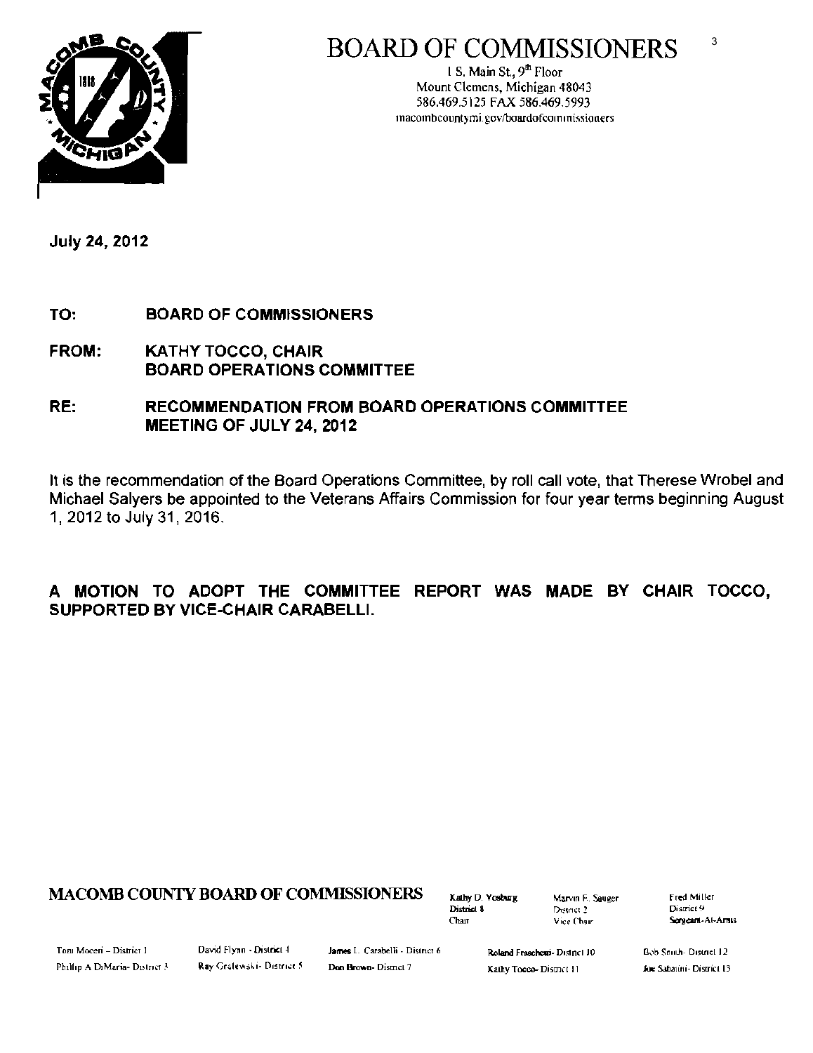# BOARD OF COMMISSIONERS

1 S. Main St., 9th Floor
Mount Clemens, Michigan 48043
586.469.5125 FAX 586.469.5993
macombcountymi.gov/boardofcommissioners

July 24, 2012

**TO:** BOARD OF COMMISSIONERS

**FROM:** KATHY TOCCO, CHAIR
BOARD OPERATIONS COMMITTEE

**RE:** RECOMMENDATION FROM BOARD OPERATIONS COMMITTEE
MEETING OF JULY 24, 2012

It is the recommendation of the Board Operations Committee, by roll call vote, that Therese Wrobel and Michael Salyers be appointed to the Veterans Affairs Commission for four year terms beginning August 1, 2012 to July 31, 2016.

**A MOTION TO ADOPT THE COMMITTEE REPORT WAS MADE BY CHAIR TOCCO, SUPPORTED BY VICE-CHAIR CARABELLI.**

**MACOMB COUNTY BOARD OF COMMISSIONERS**

Kathy D. Vosburg, District 8, Chair
Marvin E. Sauger, District 2, Vice Chair
Fred Miller, District 9, Sergeant-At-Arms

Toni Moceri – District 1
Phillip A DiMaria - District 3
David Flynn - District 4
Ray Gralewski - District 5
James L. Carabelli - District 6
Don Brown - District 7
Roland Fraschetti - District 10
Kathy Tocco - District 11
Bob Smith - District 12
Joe Sabatini - District 13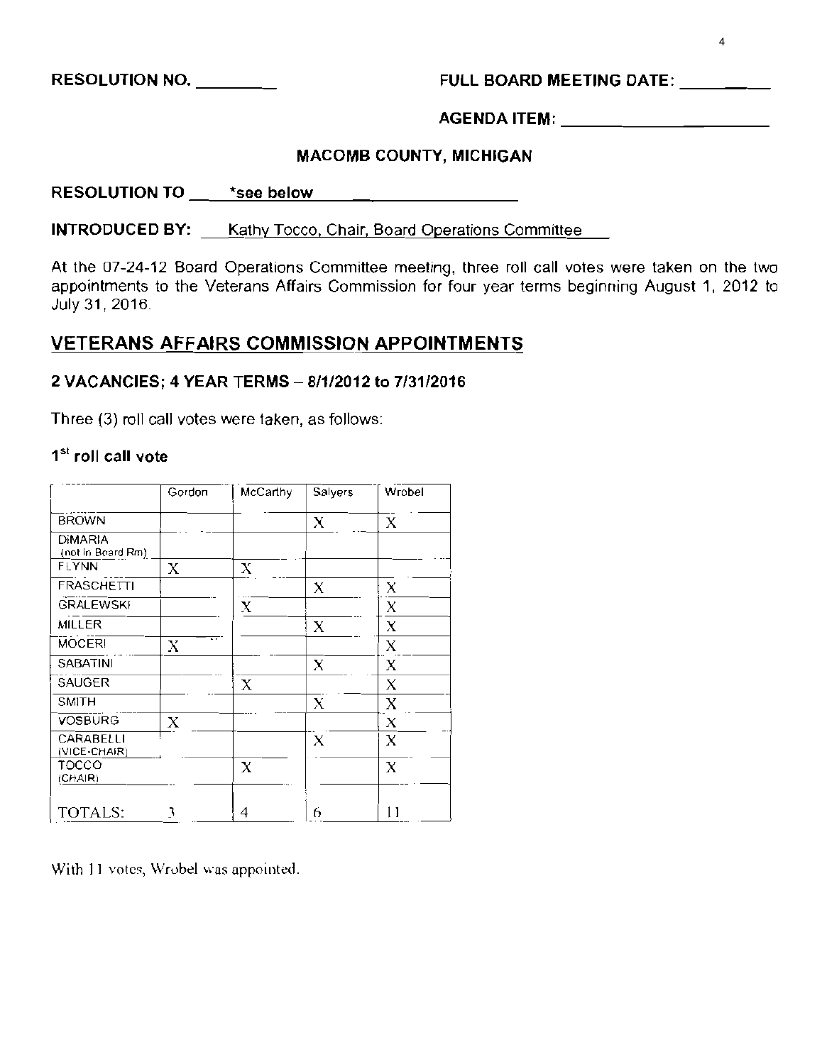RESOLUTION NO. ________ FULL BOARD MEETING DATE: ________

AGENDA ITEM: ________

MACOMB COUNTY, MICHIGAN

**RESOLUTION TO** *see below

**INTRODUCED BY:** Kathy Tocco, Chair, Board Operations Committee

At the 07-24-12 Board Operations Committee meeting, three roll call votes were taken on the two appointments to the Veterans Affairs Commission for four year terms beginning August 1, 2012 to July 31, 2016.

## VETERANS AFFAIRS COMMISSION APPOINTMENTS

### 2 VACANCIES; 4 YEAR TERMS – 8/1/2012 to 7/31/2016

Three (3) roll call votes were taken, as follows:

### 1st roll call vote

| | Gordon | McCarthy | Salyers | Wrobel |
|---|---|---|---|---|
| BROWN | | | X | X |
| DiMARIA (not in Board Rm) | | | | |
| FLYNN | X | X | | |
| FRASCHETTI | | | X | X |
| GRALEWSKI | | X | | X |
| MILLER | | | X | X |
| MOCERI | X | | | X |
| SABATINI | | | X | X |
| SAUGER | | X | | X |
| SMITH | | | X | X |
| VOSBURG | X | | | X |
| CARABELLI (VICE-CHAIR) | | | X | X |
| TOCCO (CHAIR) | | X | | X |
| TOTALS: | 3 | 4 | 6 | 11 |

With 11 votes, Wrobel was appointed.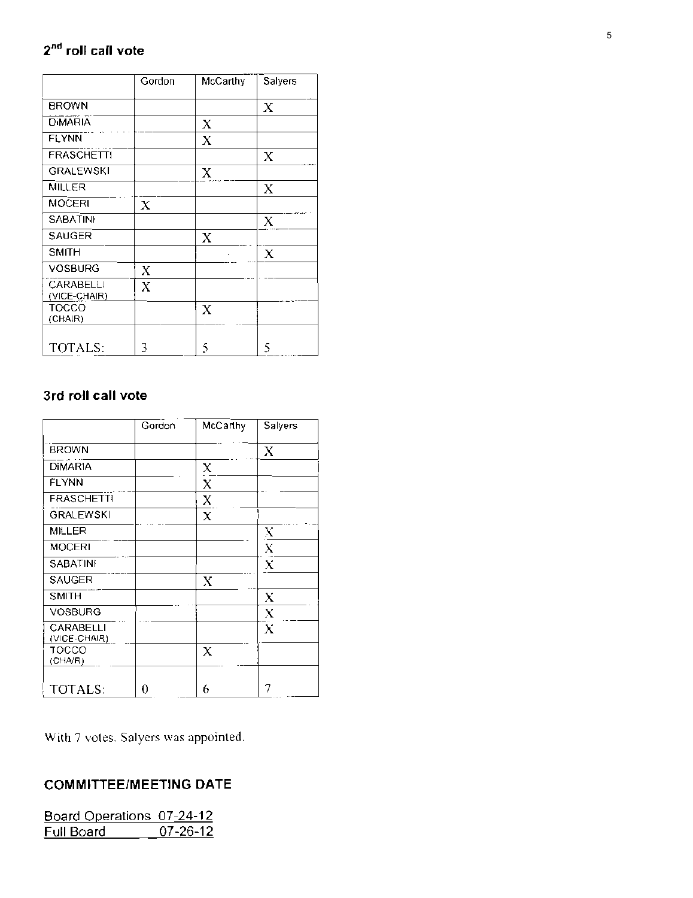## 2nd roll call vote

| | Gordon | McCarthy | Salyers |
|---|---|---|---|
| BROWN | | | X |
| DiMARIA | | X | |
| FLYNN | | X | |
| FRASCHETTI | | | X |
| GRALEWSKI | | X | |
| MILLER | | | X |
| MOCERI | X | | |
| SABATINI | | | X |
| SAUGER | | X | |
| SMITH | | | X |
| VOSBURG | X | | |
| CARABELLI (VICE-CHAIR) | X | | |
| TOCCO (CHAIR) | | X | |
| TOTALS: | 3 | 5 | 5 |

## 3rd roll call vote

| | Gordon | McCarthy | Salyers |
|---|---|---|---|
| BROWN | | | X |
| DiMARIA | | X | |
| FLYNN | | X | |
| FRASCHETTI | | X | |
| GRALEWSKI | | X | |
| MILLER | | | X |
| MOCERI | | | X |
| SABATINI | | | X |
| SAUGER | | X | |
| SMITH | | | X |
| VOSBURG | | | X |
| CARABELLI (VICE-CHAIR) | | | X |
| TOCCO (CHAIR) | | X | |
| TOTALS: | 0 | 6 | 7 |

With 7 votes. Salyers was appointed.

## COMMITTEE/MEETING DATE

Board Operations 07-24-12
Full Board 07-26-12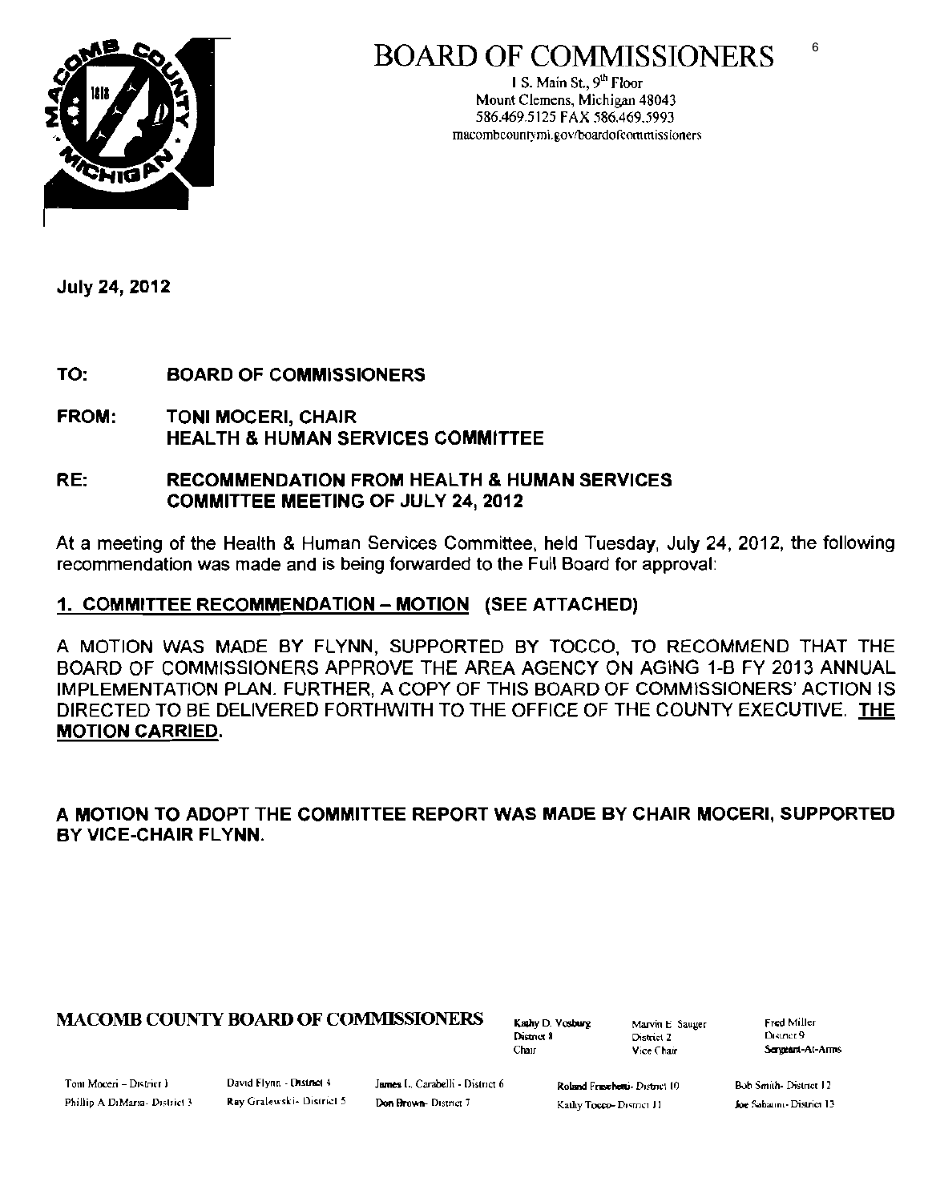# BOARD OF COMMISSIONERS

1 S. Main St., 9th Floor
Mount Clemens, Michigan 48043
586.469.5125 FAX 586.469.5993
macombcountymi.gov/boardofcommissioners

July 24, 2012

**TO:** BOARD OF COMMISSIONERS

**FROM:** TONI MOCERI, CHAIR
HEALTH & HUMAN SERVICES COMMITTEE

**RE:** RECOMMENDATION FROM HEALTH & HUMAN SERVICES COMMITTEE MEETING OF JULY 24, 2012

At a meeting of the Health & Human Services Committee, held Tuesday, July 24, 2012, the following recommendation was made and is being forwarded to the Full Board for approval:

**1. COMMITTEE RECOMMENDATION – MOTION (SEE ATTACHED)**

A MOTION WAS MADE BY FLYNN, SUPPORTED BY TOCCO, TO RECOMMEND THAT THE BOARD OF COMMISSIONERS APPROVE THE AREA AGENCY ON AGING 1-B FY 2013 ANNUAL IMPLEMENTATION PLAN. FURTHER, A COPY OF THIS BOARD OF COMMISSIONERS' ACTION IS DIRECTED TO BE DELIVERED FORTHWITH TO THE OFFICE OF THE COUNTY EXECUTIVE. **THE MOTION CARRIED.**

**A MOTION TO ADOPT THE COMMITTEE REPORT WAS MADE BY CHAIR MOCERI, SUPPORTED BY VICE-CHAIR FLYNN.**

**MACOMB COUNTY BOARD OF COMMISSIONERS**

Kathy D. Vosburg, District 8, Chair
Marvin E. Sauger, District 2, Vice Chair
Fred Miller, District 9, Sergeant-At-Arms

Toni Moceri – District 1
Phillip A DiMaria - District 3
David Flynn - District 4
Ray Gralewski - District 5
James L. Carabelli - District 6
Don Brown - District 7
Roland Fraschetti - District 10
Kathy Tocco - District 11
Bob Smith - District 12
Joe Sabatini - District 13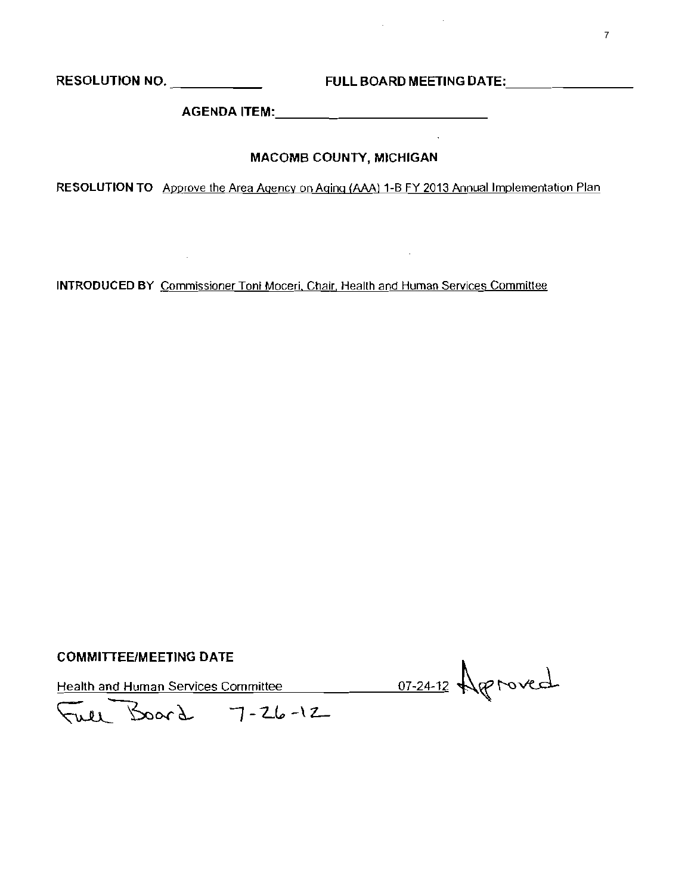RESOLUTION NO. ____________ FULL BOARD MEETING DATE: ____________________

AGENDA ITEM: ______________________________

**MACOMB COUNTY, MICHIGAN**

**RESOLUTION TO** Approve the Area Agency on Aging (AAA) 1-B FY 2013 Annual Implementation Plan

**INTRODUCED BY** Commissioner Toni Moceri, Chair, Health and Human Services Committee

**COMMITTEE/MEETING DATE**

Health and Human Services Committee 07-24-12 Approved

Full Board 7-26-12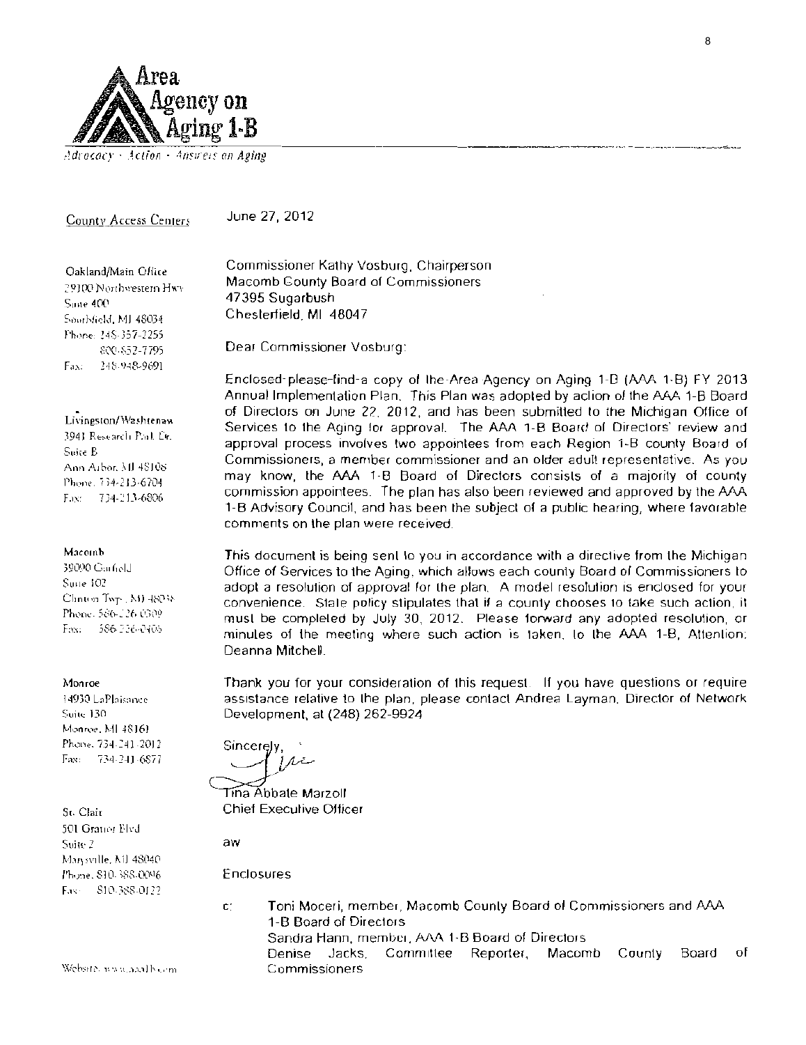**Area Agency on Aging 1-B**

*Advocacy · Action · Answers on Aging*

County Access Centers

Oakland/Main Office
29100 Northwestern Hwy
Suite 400
Southfield, MI 48034
Phone: 248-357-2255
800-852-7795
Fax: 248-948-9691

Livingston/Washtenaw
3941 Research Park Dr.
Suite B
Ann Arbor, MI 48108
Phone: 734-213-6704
Fax: 734-213-6806

Macomb
39090 Garfield
Suite 102
Clinton Twp., MI 48038
Phone: 586-226-0309
Fax: 586-226-0405

Monroe
14930 LaPlaisance
Suite 130
Monroe, MI 48161
Phone: 734-241-2012
Fax: 734-241-6877

St. Clair
501 Gratiot Blvd
Suite 2
Marysville, MI 48040
Phone: 810-388-0096
Fax: 810-388-0122

Website: www.aaa1b.com

June 27, 2012

Commissioner Kathy Vosburg, Chairperson
Macomb County Board of Commissioners
47395 Sugarbush
Chesterfield, MI 48047

Dear Commissioner Vosburg:

Enclosed please find a copy of the Area Agency on Aging 1-B (AAA 1-B) FY 2013 Annual Implementation Plan. This Plan was adopted by action of the AAA 1-B Board of Directors on June 22, 2012, and has been submitted to the Michigan Office of Services to the Aging for approval. The AAA 1-B Board of Directors' review and approval process involves two appointees from each Region 1-B county Board of Commissioners, a member commissioner and an older adult representative. As you may know, the AAA 1-B Board of Directors consists of a majority of county commission appointees. The plan has also been reviewed and approved by the AAA 1-B Advisory Council, and has been the subject of a public hearing, where favorable comments on the plan were received.

This document is being sent to you in accordance with a directive from the Michigan Office of Services to the Aging, which allows each county Board of Commissioners to adopt a resolution of approval for the plan. A model resolution is enclosed for your convenience. State policy stipulates that if a county chooses to take such action, it must be completed by July 30, 2012. Please forward any adopted resolution, or minutes of the meeting where such action is taken, to the AAA 1-B, Attention: Deanna Mitchell.

Thank you for your consideration of this request. If you have questions or require assistance relative to the plan, please contact Andrea Layman, Director of Network Development, at (248) 262-9924

Sincerely,

Tina Abbate Marzolf
Chief Executive Officer

aw

Enclosures

c: Toni Moceri, member, Macomb County Board of Commissioners and AAA 1-B Board of Directors
Sandra Hann, member, AAA 1-B Board of Directors
Denise Jacks, Committee Reporter, Macomb County Board of Commissioners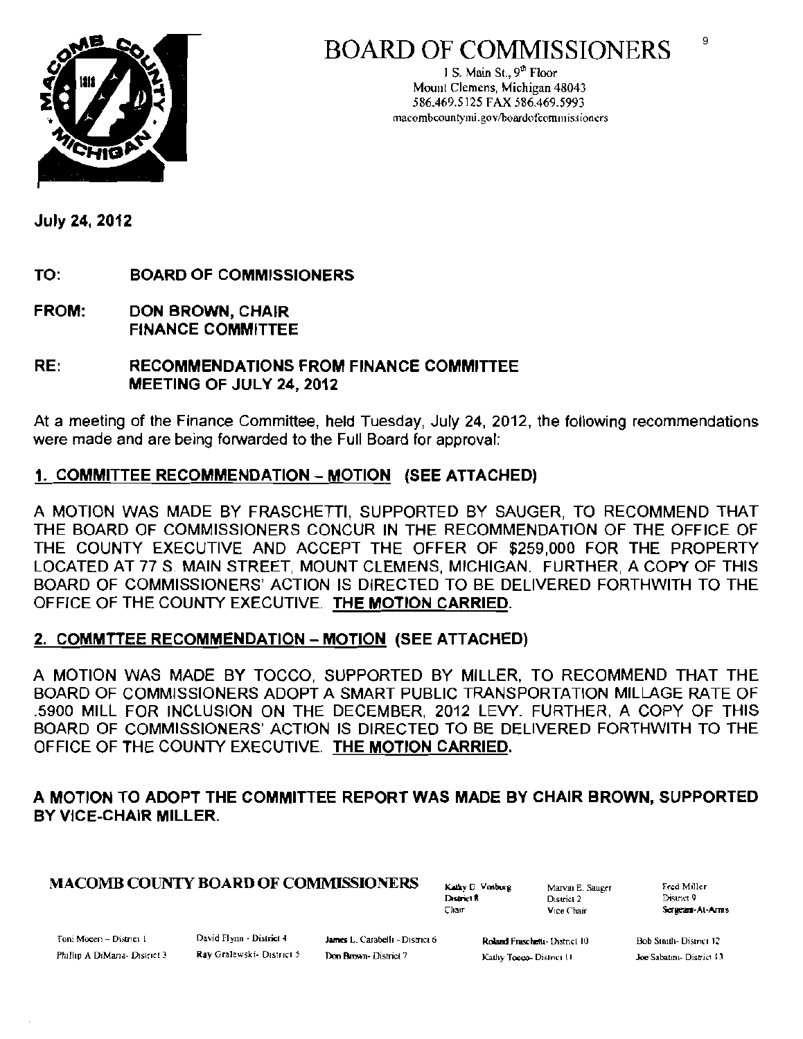# BOARD OF COMMISSIONERS

1 S. Main St., 9th Floor
Mount Clemens, Michigan 48043
586.469.5125 FAX 586.469.5993
macombcountymi.gov/boardofcommissioners

**July 24, 2012**

**TO:** **BOARD OF COMMISSIONERS**

**FROM:** **DON BROWN, CHAIR**
**FINANCE COMMITTEE**

**RE:** **RECOMMENDATIONS FROM FINANCE COMMITTEE**
**MEETING OF JULY 24, 2012**

At a meeting of the Finance Committee, held Tuesday, July 24, 2012, the following recommendations were made and are being forwarded to the Full Board for approval:

**1. COMMITTEE RECOMMENDATION – MOTION (SEE ATTACHED)**

A MOTION WAS MADE BY FRASCHETTI, SUPPORTED BY SAUGER, TO RECOMMEND THAT THE BOARD OF COMMISSIONERS CONCUR IN THE RECOMMENDATION OF THE OFFICE OF THE COUNTY EXECUTIVE AND ACCEPT THE OFFER OF $259,000 FOR THE PROPERTY LOCATED AT 77 S. MAIN STREET, MOUNT CLEMENS, MICHIGAN. FURTHER, A COPY OF THIS BOARD OF COMMISSIONERS' ACTION IS DIRECTED TO BE DELIVERED FORTHWITH TO THE OFFICE OF THE COUNTY EXECUTIVE. **THE MOTION CARRIED.**

**2. COMMTTEE RECOMMENDATION – MOTION (SEE ATTACHED)**

A MOTION WAS MADE BY TOCCO, SUPPORTED BY MILLER, TO RECOMMEND THAT THE BOARD OF COMMISSIONERS ADOPT A SMART PUBLIC TRANSPORTATION MILLAGE RATE OF .5900 MILL FOR INCLUSION ON THE DECEMBER, 2012 LEVY. FURTHER, A COPY OF THIS BOARD OF COMMISSIONERS' ACTION IS DIRECTED TO BE DELIVERED FORTHWITH TO THE OFFICE OF THE COUNTY EXECUTIVE. **THE MOTION CARRIED.**

**A MOTION TO ADOPT THE COMMITTEE REPORT WAS MADE BY CHAIR BROWN, SUPPORTED BY VICE-CHAIR MILLER.**

**MACOMB COUNTY BOARD OF COMMISSIONERS**

Kathy D. Vosburg, District 8, Chair
Marvin E. Sauger, District 2, Vice Chair
Fred Miller, District 9, Sergeant-At-Arms

Toni Moceri – District 1
Phillip A DiMaria- District 3
David Flynn - District 4
Ray Gralewski- District 5
James L. Carabelli - District 6
Don Brown- District 7
Roland Fraschetti- District 10
Kathy Tocco- District 11
Bob Smith- District 12
Joe Sabatini- District 13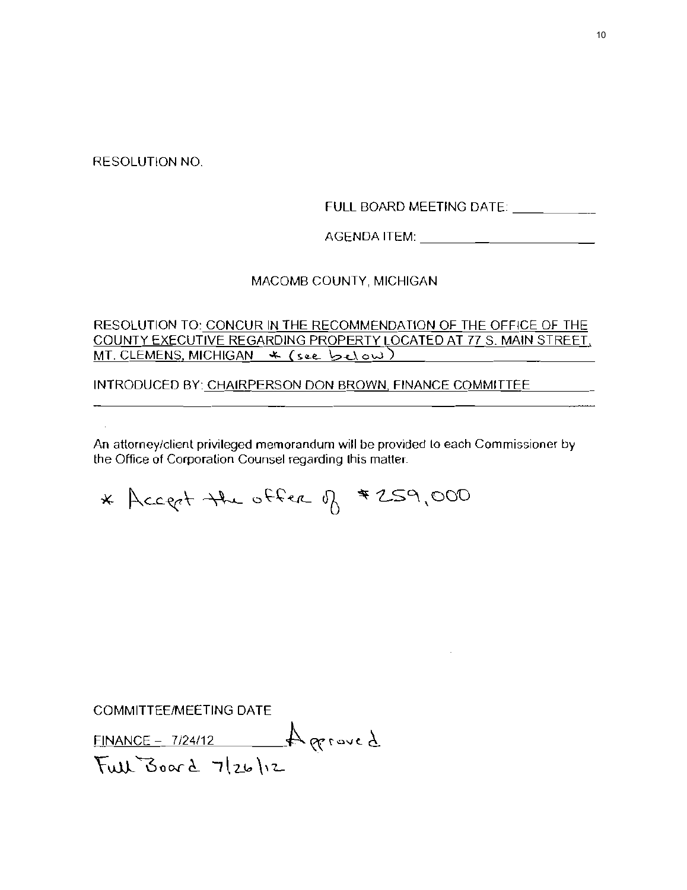RESOLUTION NO.

FULL BOARD MEETING DATE: \_\_\_\_\_\_\_\_\_\_

AGENDA ITEM: \_\_\_\_\_\_\_\_\_\_\_\_\_\_\_\_\_\_\_\_

MACOMB COUNTY, MICHIGAN

RESOLUTION TO: <u>CONCUR IN THE RECOMMENDATION OF THE OFFICE OF THE COUNTY EXECUTIVE REGARDING PROPERTY LOCATED AT 77 S. MAIN STREET, MT. CLEMENS, MICHIGAN * (see below)</u>

INTRODUCED BY: <u>CHAIRPERSON DON BROWN, FINANCE COMMITTEE</u>

An attorney/client privileged memorandum will be provided to each Commissioner by the Office of Corporation Counsel regarding this matter.

* Accept the offer of $259,000

COMMITTEE/MEETING DATE

<u>FINANCE – 7/24/12</u> Approved

Full Board 7/26/12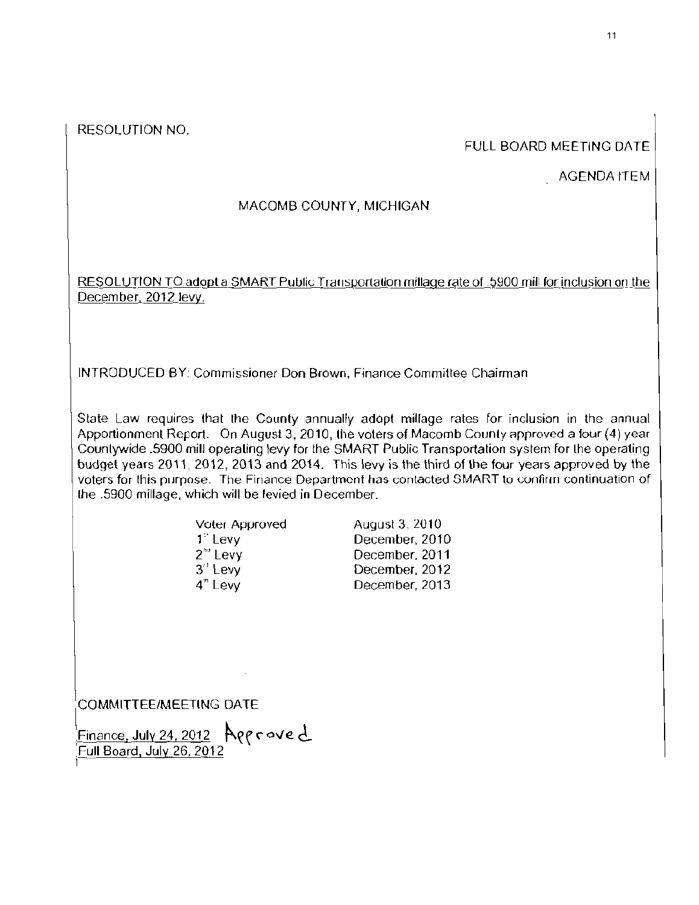RESOLUTION NO.

FULL BOARD MEETING DATE

AGENDA ITEM

MACOMB COUNTY, MICHIGAN

RESOLUTION TO adopt a SMART Public Transportation millage rate of .5900 mill for inclusion on the December, 2012 levy.

INTRODUCED BY: Commissioner Don Brown, Finance Committee Chairman

State Law requires that the County annually adopt millage rates for inclusion in the annual Apportionment Report. On August 3, 2010, the voters of Macomb County approved a four (4) year Countywide .5900 mill operating levy for the SMART Public Transportation system for the operating budget years 2011, 2012, 2013 and 2014. This levy is the third of the four years approved by the voters for this purpose. The Finance Department has contacted SMART to confirm continuation of the .5900 millage, which will be levied in December.

| | |
|---|---|
| Voter Approved | August 3, 2010 |
| 1st Levy | December, 2010 |
| 2nd Levy | December, 2011 |
| 3rd Levy | December, 2012 |
| 4th Levy | December, 2013 |

COMMITTEE/MEETING DATE

Finance, July 24, 2012 Approved
Full Board, July 26, 2012